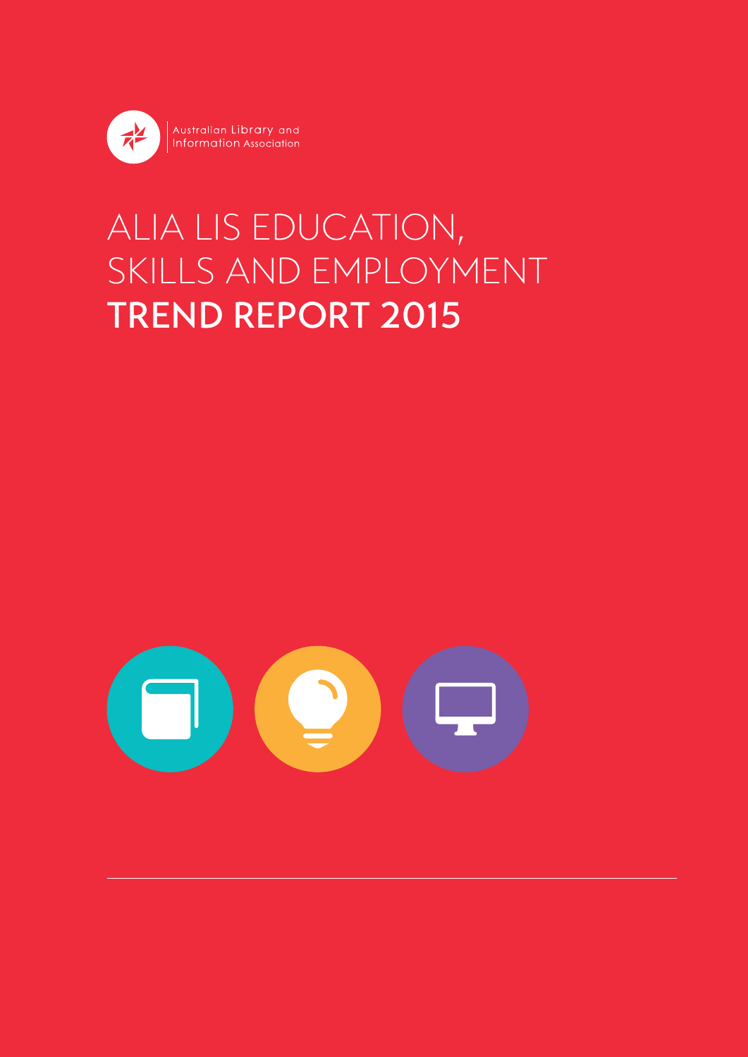Australian Library and Information Association

# ALIA LIS EDUCATION, SKILLS AND EMPLOYMENT TREND REPORT 2015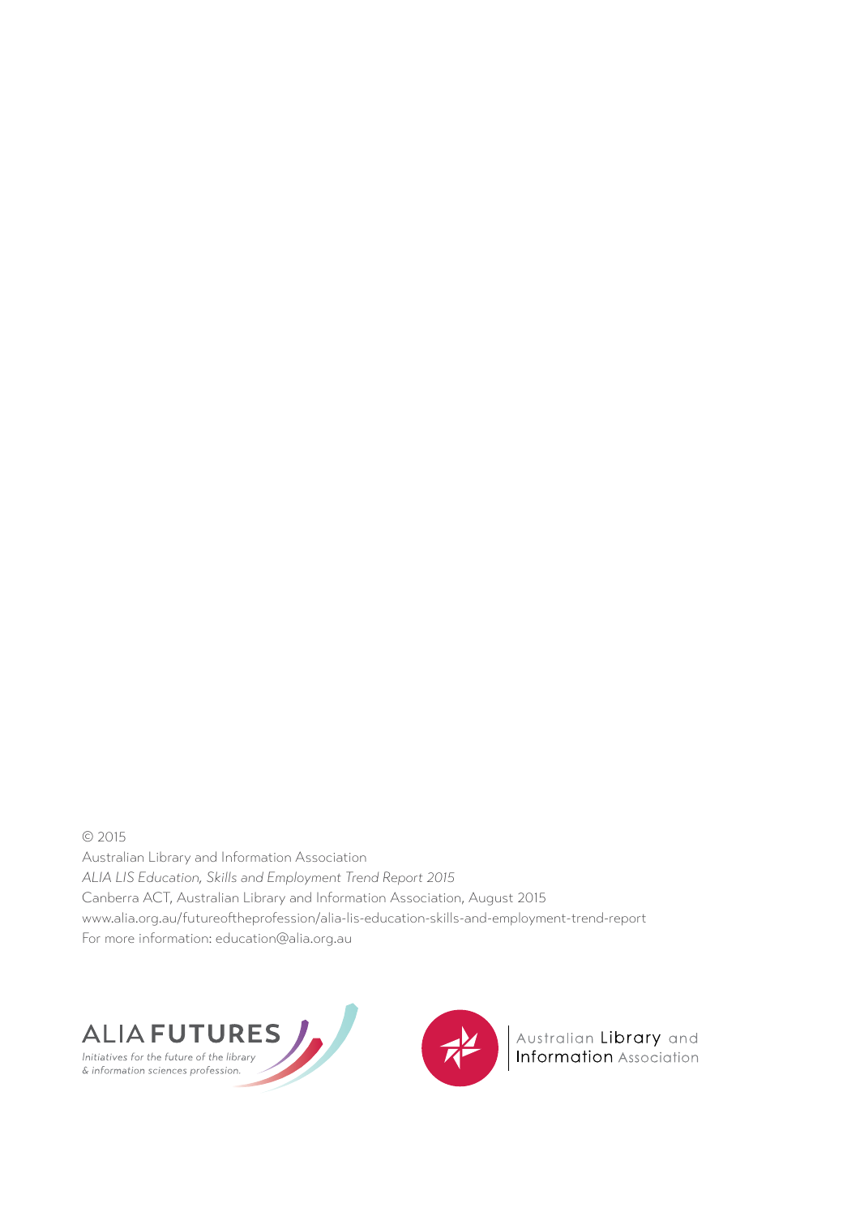© 2015
Australian Library and Information Association
*ALIA LIS Education, Skills and Employment Trend Report 2015*
Canberra ACT, Australian Library and Information Association, August 2015
www.alia.org.au/futureoftheprofession/alia-lis-education-skills-and-employment-trend-report
For more information: education@alia.org.au

ALIA FUTURES
*Initiatives for the future of the library & information sciences profession.*

Australian Library and Information Association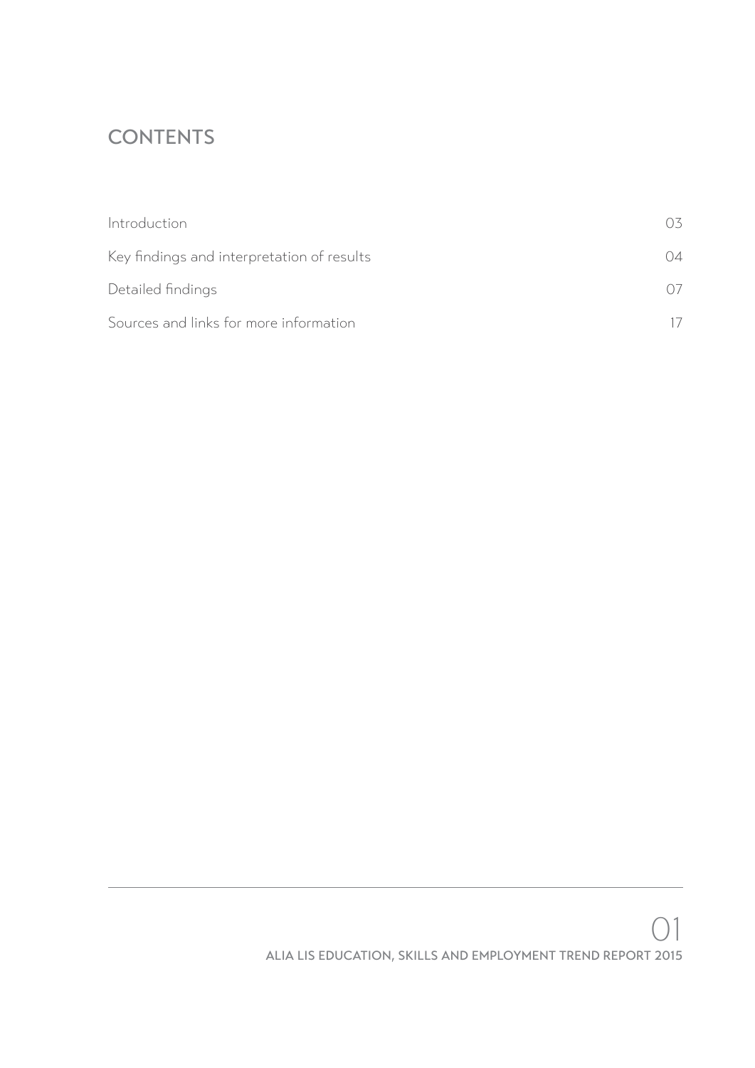## CONTENTS

| | |
|---|---|
| Introduction | 03 |
| Key findings and interpretation of results | 04 |
| Detailed findings | 07 |
| Sources and links for more information | 17 |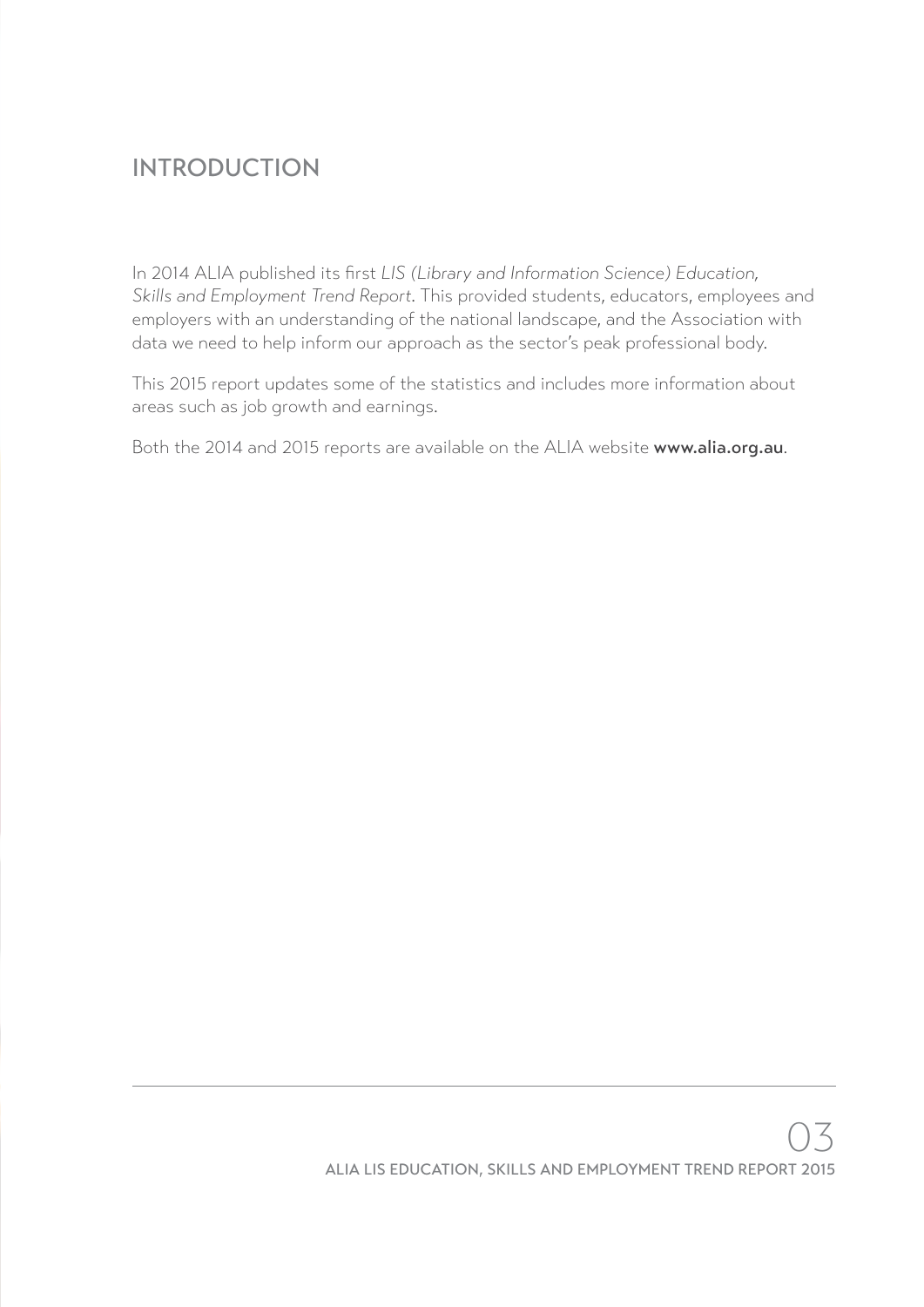# INTRODUCTION

In 2014 ALIA published its first *LIS (Library and Information Science) Education, Skills and Employment Trend Report*. This provided students, educators, employees and employers with an understanding of the national landscape, and the Association with data we need to help inform our approach as the sector's peak professional body.

This 2015 report updates some of the statistics and includes more information about areas such as job growth and earnings.

Both the 2014 and 2015 reports are available on the ALIA website **www.alia.org.au**.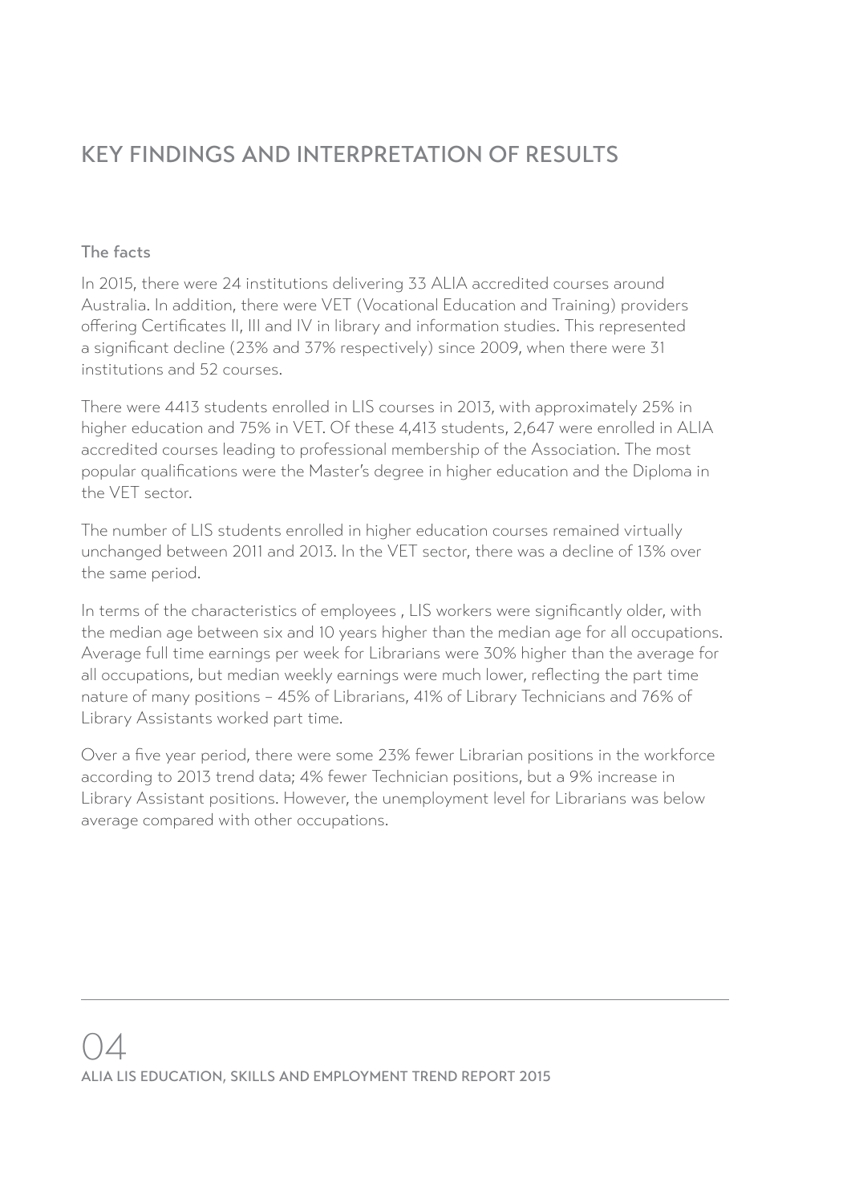# KEY FINDINGS AND INTERPRETATION OF RESULTS

### The facts

In 2015, there were 24 institutions delivering 33 ALIA accredited courses around Australia. In addition, there were VET (Vocational Education and Training) providers offering Certificates II, III and IV in library and information studies. This represented a significant decline (23% and 37% respectively) since 2009, when there were 31 institutions and 52 courses.

There were 4413 students enrolled in LIS courses in 2013, with approximately 25% in higher education and 75% in VET. Of these 4,413 students, 2,647 were enrolled in ALIA accredited courses leading to professional membership of the Association. The most popular qualifications were the Master's degree in higher education and the Diploma in the VET sector.

The number of LIS students enrolled in higher education courses remained virtually unchanged between 2011 and 2013. In the VET sector, there was a decline of 13% over the same period.

In terms of the characteristics of employees , LIS workers were significantly older, with the median age between six and 10 years higher than the median age for all occupations. Average full time earnings per week for Librarians were 30% higher than the average for all occupations, but median weekly earnings were much lower, reflecting the part time nature of many positions – 45% of Librarians, 41% of Library Technicians and 76% of Library Assistants worked part time.

Over a five year period, there were some 23% fewer Librarian positions in the workforce according to 2013 trend data; 4% fewer Technician positions, but a 9% increase in Library Assistant positions. However, the unemployment level for Librarians was below average compared with other occupations.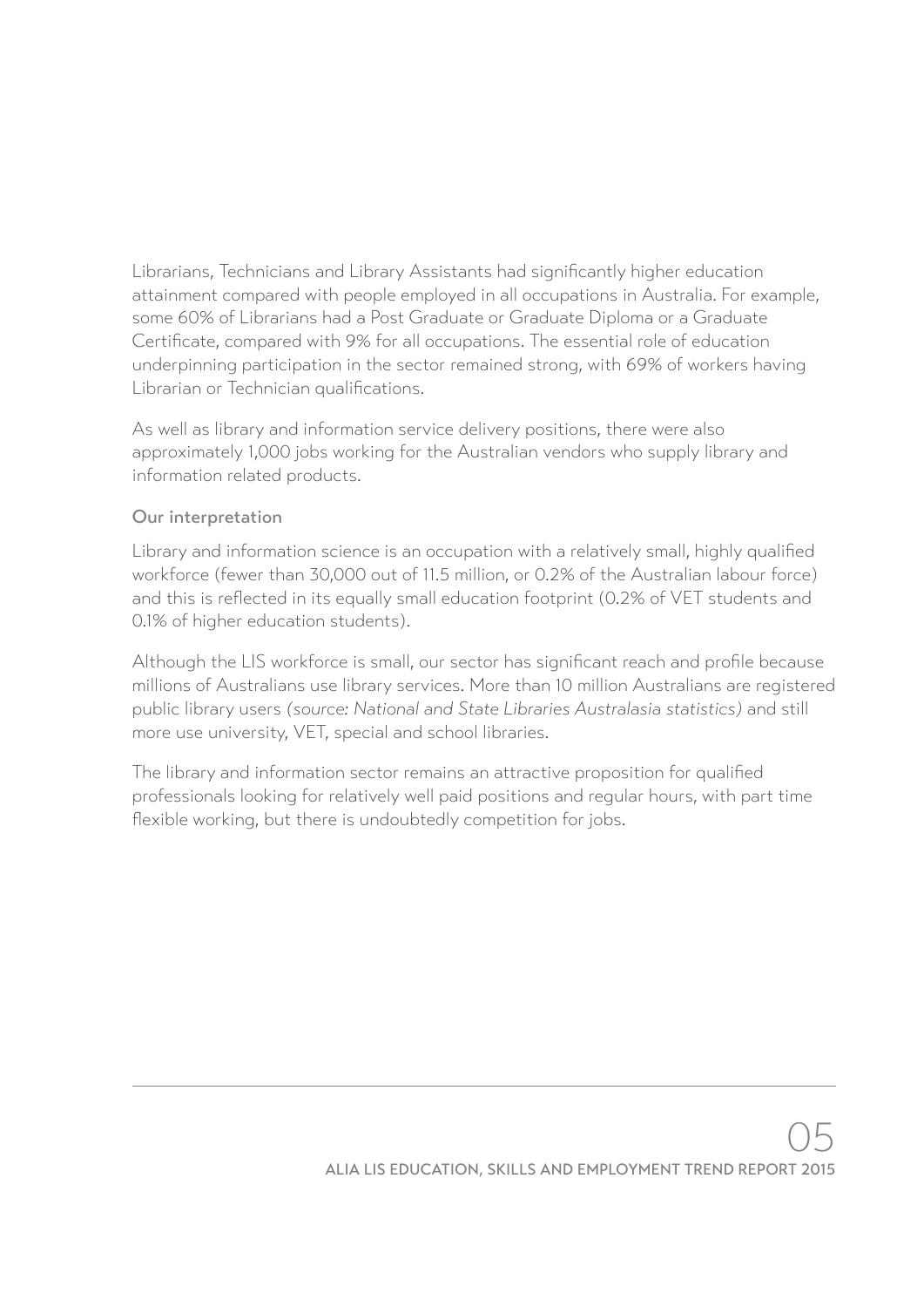Librarians, Technicians and Library Assistants had significantly higher education attainment compared with people employed in all occupations in Australia. For example, some 60% of Librarians had a Post Graduate or Graduate Diploma or a Graduate Certificate, compared with 9% for all occupations. The essential role of education underpinning participation in the sector remained strong, with 69% of workers having Librarian or Technician qualifications.

As well as library and information service delivery positions, there were also approximately 1,000 jobs working for the Australian vendors who supply library and information related products.

### Our interpretation

Library and information science is an occupation with a relatively small, highly qualified workforce (fewer than 30,000 out of 11.5 million, or 0.2% of the Australian labour force) and this is reflected in its equally small education footprint (0.2% of VET students and 0.1% of higher education students).

Although the LIS workforce is small, our sector has significant reach and profile because millions of Australians use library services. More than 10 million Australians are registered public library users *(source: National and State Libraries Australasia statistics)* and still more use university, VET, special and school libraries.

The library and information sector remains an attractive proposition for qualified professionals looking for relatively well paid positions and regular hours, with part time flexible working, but there is undoubtedly competition for jobs.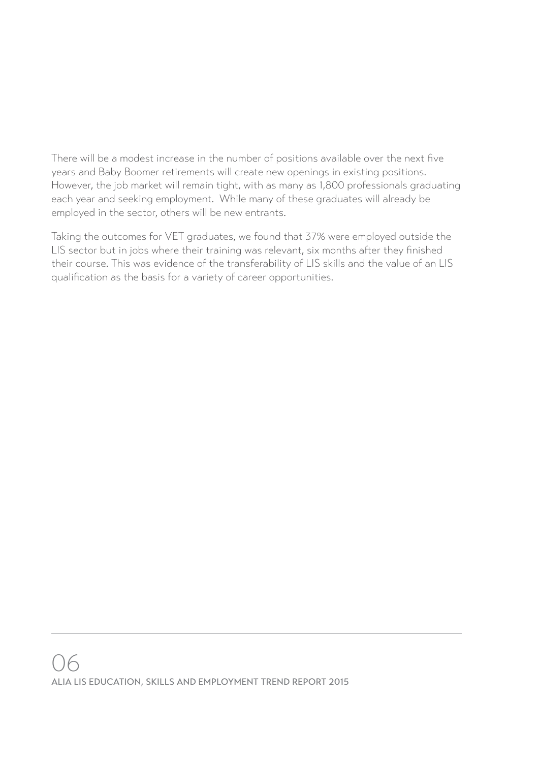There will be a modest increase in the number of positions available over the next five years and Baby Boomer retirements will create new openings in existing positions. However, the job market will remain tight, with as many as 1,800 professionals graduating each year and seeking employment. While many of these graduates will already be employed in the sector, others will be new entrants.

Taking the outcomes for VET graduates, we found that 37% were employed outside the LIS sector but in jobs where their training was relevant, six months after they finished their course. This was evidence of the transferability of LIS skills and the value of an LIS qualification as the basis for a variety of career opportunities.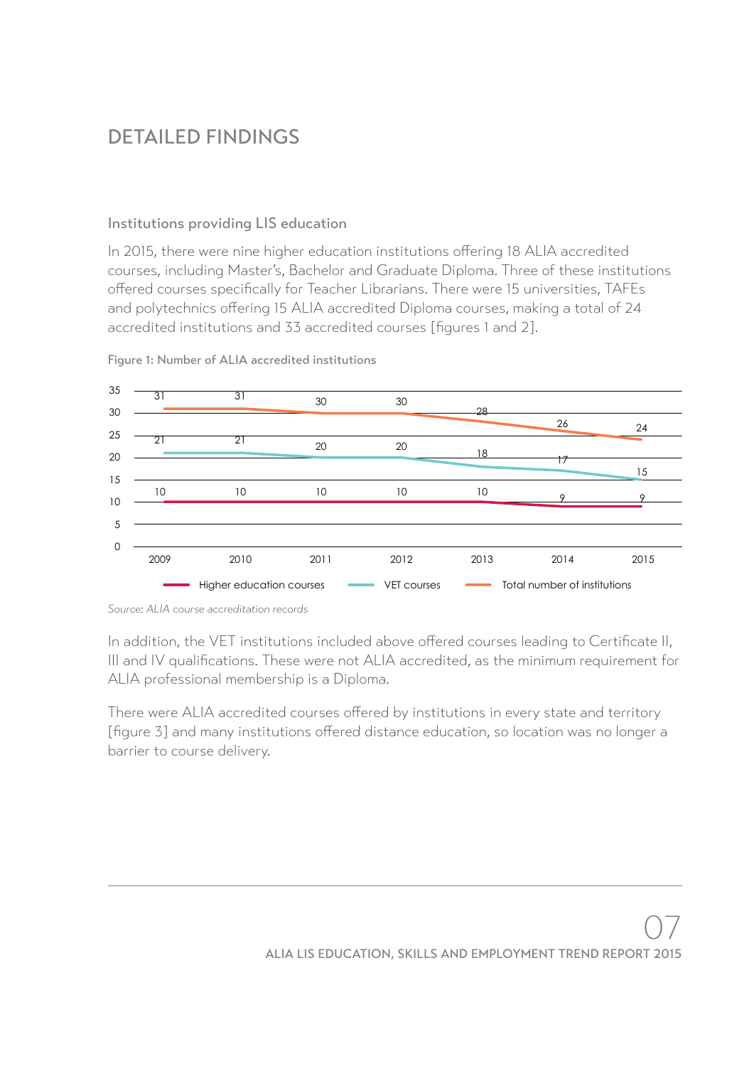# DETAILED FINDINGS

## Institutions providing LIS education

In 2015, there were nine higher education institutions offering 18 ALIA accredited courses, including Master's, Bachelor and Graduate Diploma. Three of these institutions offered courses specifically for Teacher Librarians. There were 15 universities, TAFEs and polytechnics offering 15 ALIA accredited Diploma courses, making a total of 24 accredited institutions and 33 accredited courses [figures 1 and 2].

Figure 1: Number of ALIA accredited institutions

| | 2009 | 2010 | 2011 | 2012 | 2013 | 2014 | 2015 |
|---|---|---|---|---|---|---|---|
| Higher education courses | 10 | 10 | 10 | 10 | 10 | 9 | 9 |
| VET courses | 21 | 21 | 20 | 20 | 18 | 17 | 15 |
| Total number of institutions | 31 | 31 | 30 | 30 | 28 | 26 | 24 |

*Source: ALIA course accreditation records*

In addition, the VET institutions included above offered courses leading to Certificate II, III and IV qualifications. These were not ALIA accredited, as the minimum requirement for ALIA professional membership is a Diploma.

There were ALIA accredited courses offered by institutions in every state and territory [figure 3] and many institutions offered distance education, so location was no longer a barrier to course delivery.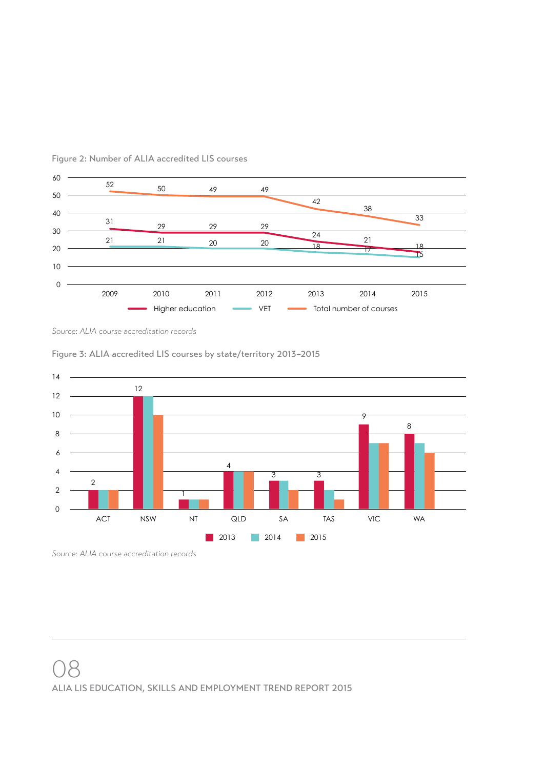Figure 2: Number of ALIA accredited LIS courses

| Year | Higher education | VET | Total number of courses |
|---|---|---|---|
| 2009 | 31 | 21 | 52 |
| 2010 | 29 | 21 | 50 |
| 2011 | 29 | 20 | 49 |
| 2012 | 29 | 20 | 49 |
| 2013 | 24 | 18 | 42 |
| 2014 | 21 | 17 | 38 |
| 2015 | 18 | 15 | 33 |

*Source: ALIA course accreditation records*

Figure 3: ALIA accredited LIS courses by state/territory 2013–2015

| State/territory | 2013 | 2014 | 2015 |
|---|---|---|---|
| ACT | 2 | 2 | 2 |
| NSW | 12 | 12 | 10 |
| NT | 1 | 1 | 1 |
| QLD | 4 | 4 | 4 |
| SA | 3 | 3 | 2 |
| TAS | 3 | 2 | 1 |
| VIC | 9 | 7 | 7 |
| WA | 8 | 7 | 6 |

*Source: ALIA course accreditation records*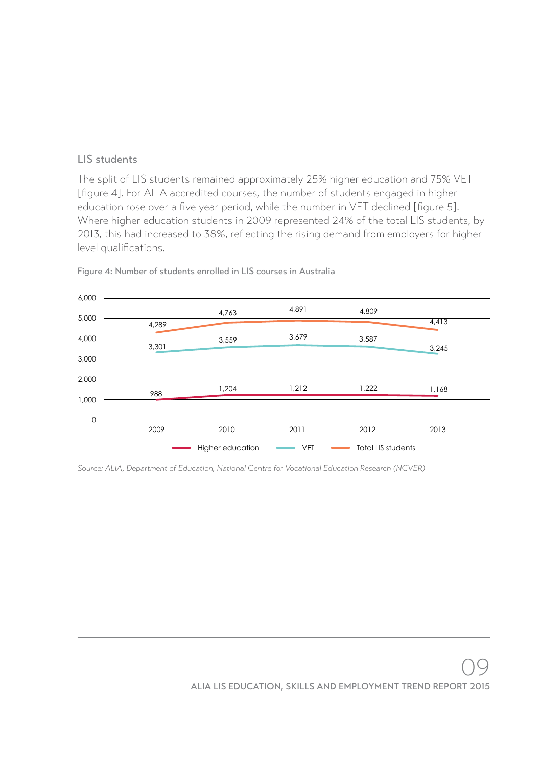## LIS students

The split of LIS students remained approximately 25% higher education and 75% VET [figure 4]. For ALIA accredited courses, the number of students engaged in higher education rose over a five year period, while the number in VET declined [figure 5]. Where higher education students in 2009 represented 24% of the total LIS students, by 2013, this had increased to 38%, reflecting the rising demand from employers for higher level qualifications.

Figure 4: Number of students enrolled in LIS courses in Australia

| | 2009 | 2010 | 2011 | 2012 | 2013 |
|---|---|---|---|---|---|
| Higher education | 988 | 1,204 | 1,212 | 1,222 | 1,168 |
| VET | 3,301 | 3,559 | 3,679 | 3,587 | 3,245 |
| Total LIS students | 4,289 | 4,763 | 4,891 | 4,809 | 4,413 |

*Source: ALIA, Department of Education, National Centre for Vocational Education Research (NCVER)*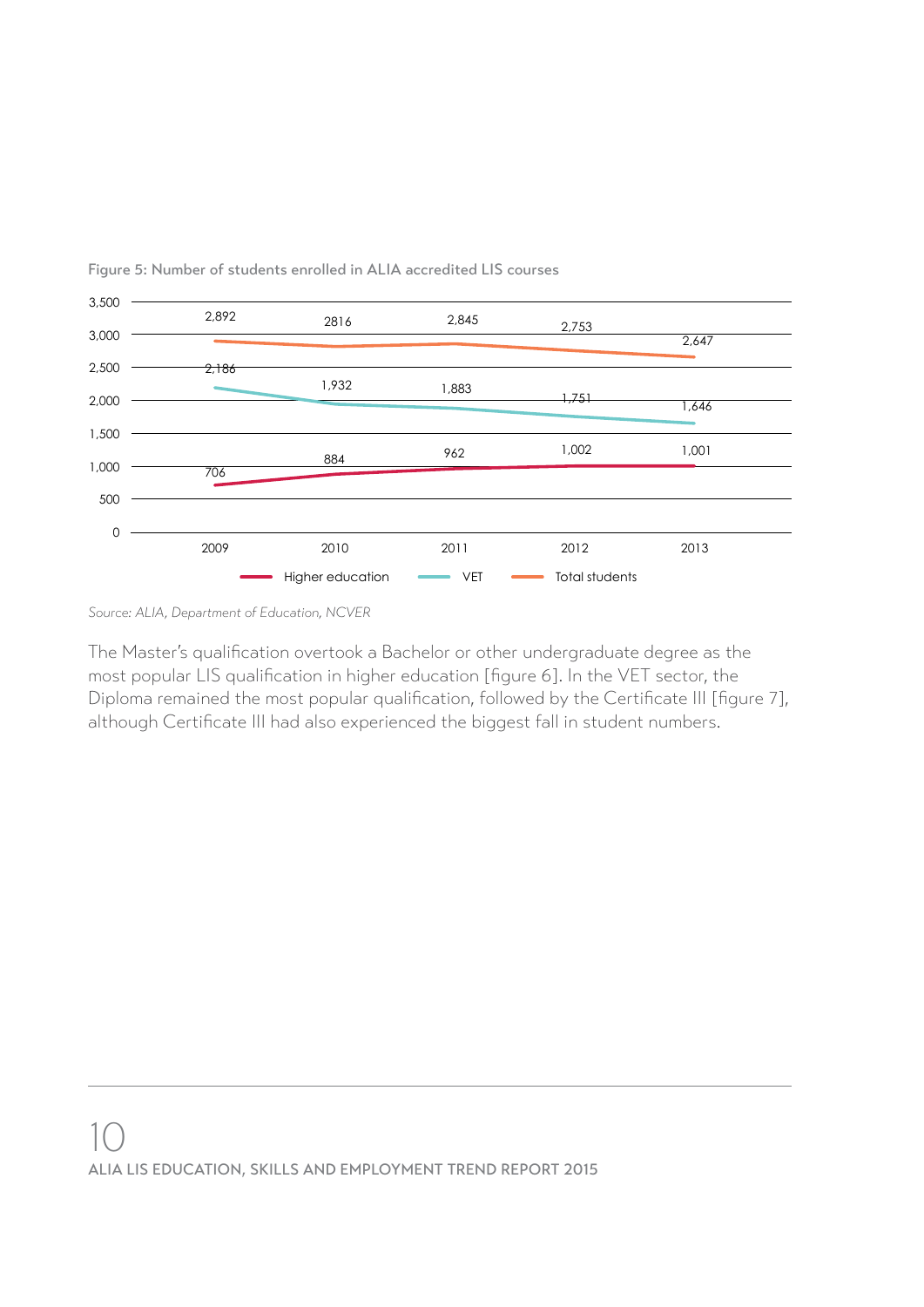Figure 5: Number of students enrolled in ALIA accredited LIS courses

| | 2009 | 2010 | 2011 | 2012 | 2013 |
|---|---|---|---|---|---|
| Higher education | 706 | 884 | 962 | 1,002 | 1,001 |
| VET | 2,186 | 1,932 | 1,883 | 1,751 | 1,646 |
| Total students | 2,892 | 2816 | 2,845 | 2,753 | 2,647 |

*Source: ALIA, Department of Education, NCVER*

The Master's qualification overtook a Bachelor or other undergraduate degree as the most popular LIS qualification in higher education [figure 6]. In the VET sector, the Diploma remained the most popular qualification, followed by the Certificate III [figure 7], although Certificate III had also experienced the biggest fall in student numbers.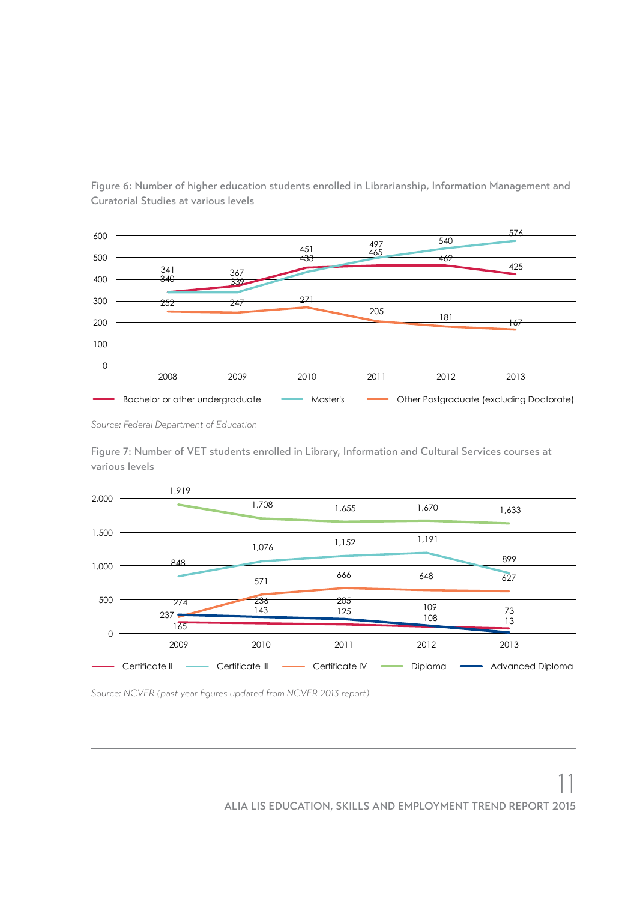Figure 6: Number of higher education students enrolled in Librarianship, Information Management and Curatorial Studies at various levels

| | 2008 | 2009 | 2010 | 2011 | 2012 | 2013 |
|---|---|---|---|---|---|---|
| Bachelor or other undergraduate | 341 | 367 | 451 | 465 | 462 | 425 |
| Master's | 340 | 339 | 433 | 497 | 540 | 576 |
| Other Postgraduate (excluding Doctorate) | 252 | 247 | 271 | 205 | 181 | 167 |

*Source: Federal Department of Education*

Figure 7: Number of VET students enrolled in Library, Information and Cultural Services courses at various levels

| | 2009 | 2010 | 2011 | 2012 | 2013 |
|---|---|---|---|---|---|
| Certificate II | 165 | 143 | 125 | 108 | 73 |
| Certificate III | 848 | 1,076 | 1,152 | 1,191 | 899 |
| Certificate IV | 237 | 571 | 666 | 648 | 627 |
| Diploma | 1,919 | 1,708 | 1,655 | 1,670 | 1,633 |
| Advanced Diploma | 274 | 236 | 205 | 109 | 13 |

*Source: NCVER (past year figures updated from NCVER 2013 report)*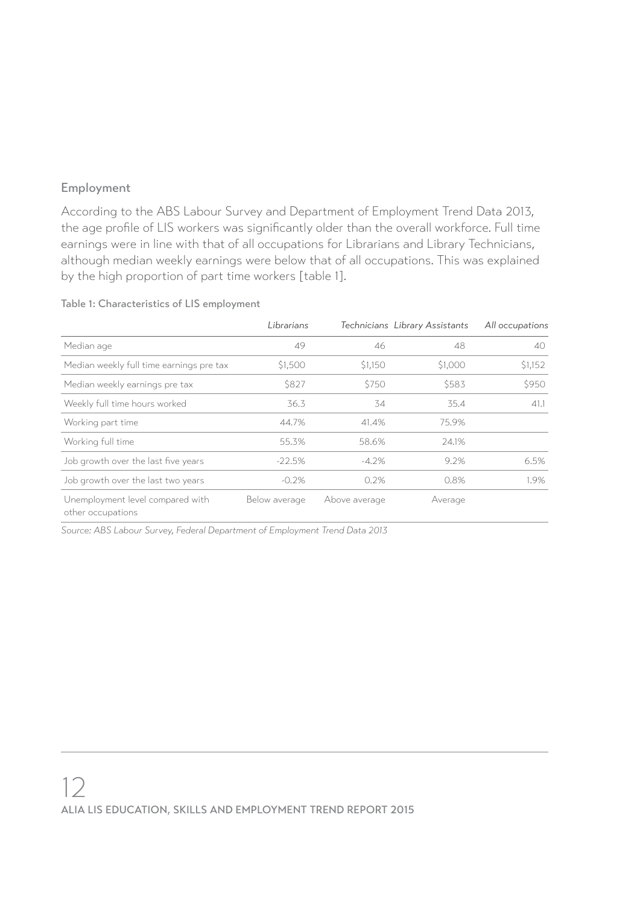## Employment

According to the ABS Labour Survey and Department of Employment Trend Data 2013, the age profile of LIS workers was significantly older than the overall workforce. Full time earnings were in line with that of all occupations for Librarians and Library Technicians, although median weekly earnings were below that of all occupations. This was explained by the high proportion of part time workers [table 1].

Table 1: Characteristics of LIS employment

| | *Librarians* | *Technicians* | *Library Assistants* | *All occupations* |
|---|---|---|---|---|
| Median age | 49 | 46 | 48 | 40 |
| Median weekly full time earnings pre tax | $1,500 | $1,150 | $1,000 | $1,152 |
| Median weekly earnings pre tax | $827 | $750 | $583 | $950 |
| Weekly full time hours worked | 36.3 | 34 | 35.4 | 41.1 |
| Working part time | 44.7% | 41.4% | 75.9% | |
| Working full time | 55.3% | 58.6% | 24.1% | |
| Job growth over the last five years | -22.5% | -4.2% | 9.2% | 6.5% |
| Job growth over the last two years | -0.2% | 0.2% | 0.8% | 1.9% |
| Unemployment level compared with other occupations | Below average | Above average | Average | |

*Source: ABS Labour Survey, Federal Department of Employment Trend Data 2013*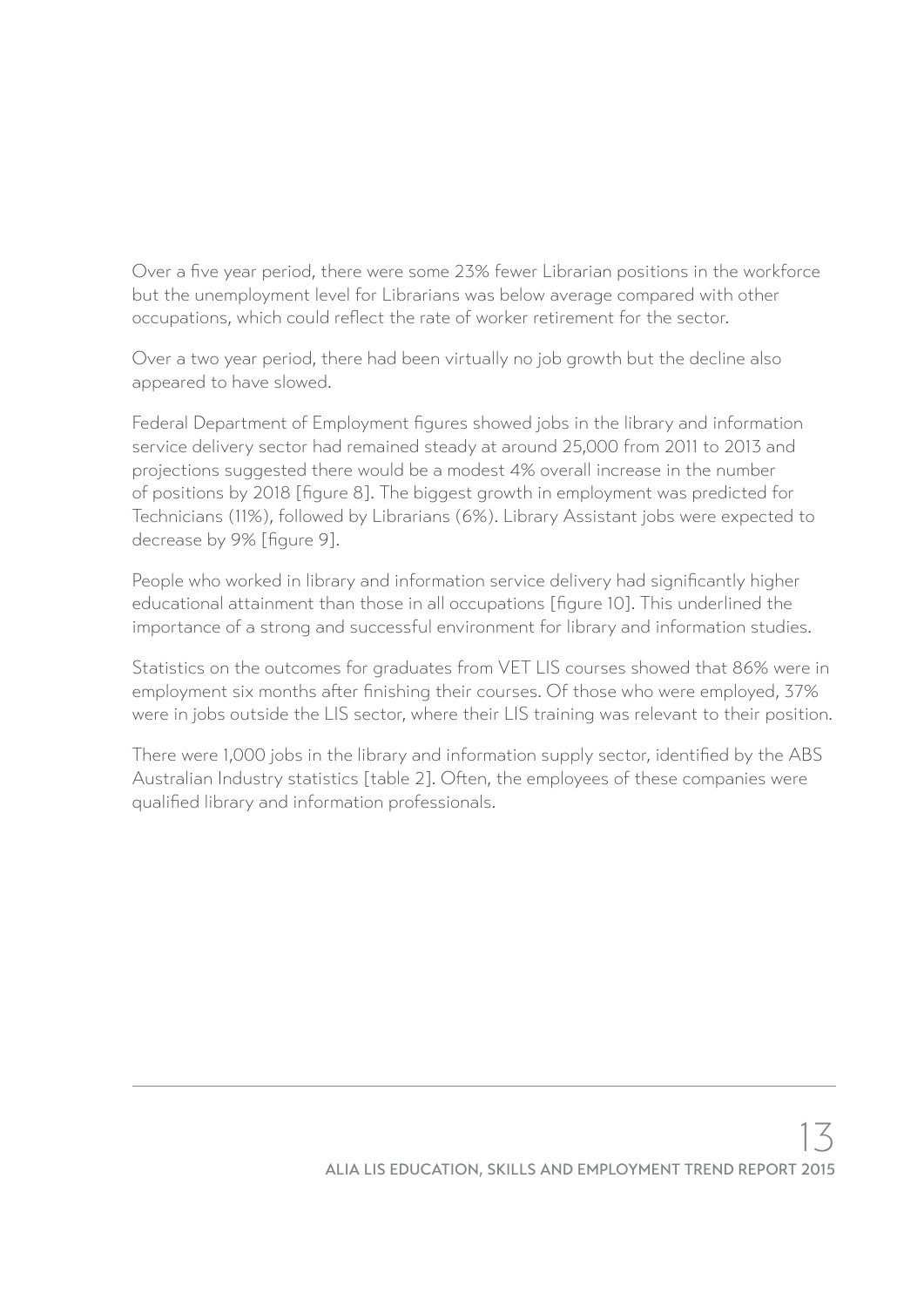Over a five year period, there were some 23% fewer Librarian positions in the workforce but the unemployment level for Librarians was below average compared with other occupations, which could reflect the rate of worker retirement for the sector.

Over a two year period, there had been virtually no job growth but the decline also appeared to have slowed.

Federal Department of Employment figures showed jobs in the library and information service delivery sector had remained steady at around 25,000 from 2011 to 2013 and projections suggested there would be a modest 4% overall increase in the number of positions by 2018 [figure 8]. The biggest growth in employment was predicted for Technicians (11%), followed by Librarians (6%). Library Assistant jobs were expected to decrease by 9% [figure 9].

People who worked in library and information service delivery had significantly higher educational attainment than those in all occupations [figure 10]. This underlined the importance of a strong and successful environment for library and information studies.

Statistics on the outcomes for graduates from VET LIS courses showed that 86% were in employment six months after finishing their courses. Of those who were employed, 37% were in jobs outside the LIS sector, where their LIS training was relevant to their position.

There were 1,000 jobs in the library and information supply sector, identified by the ABS Australian Industry statistics [table 2]. Often, the employees of these companies were qualified library and information professionals.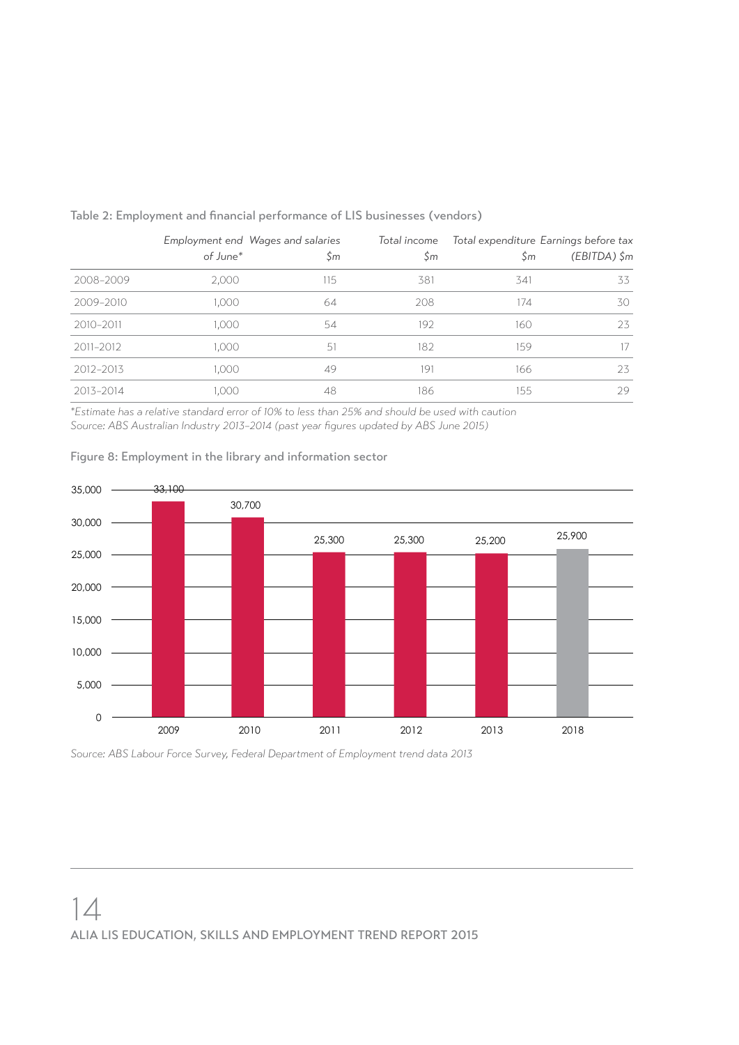Table 2: Employment and financial performance of LIS businesses (vendors)

| | *Employment end of June** | *Wages and salaries $m* | *Total income $m* | *Total expenditure $m* | *Earnings before tax (EBITDA) $m* |
|---|---|---|---|---|---|
| 2008–2009 | 2,000 | 115 | 381 | 341 | 33 |
| 2009–2010 | 1,000 | 64 | 208 | 174 | 30 |
| 2010–2011 | 1,000 | 54 | 192 | 160 | 23 |
| 2011–2012 | 1,000 | 51 | 182 | 159 | 17 |
| 2012–2013 | 1,000 | 49 | 191 | 166 | 23 |
| 2013–2014 | 1,000 | 48 | 186 | 155 | 29 |

*\*Estimate has a relative standard error of 10% to less than 25% and should be used with caution*
*Source: ABS Australian Industry 2013–2014 (past year figures updated by ABS June 2015)*

Figure 8: Employment in the library and information sector

| Year | Employment |
|---|---|
| 2009 | 33,100 |
| 2010 | 30,700 |
| 2011 | 25,300 |
| 2012 | 25,300 |
| 2013 | 25,200 |
| 2018 | 25,900 |

*Source: ABS Labour Force Survey, Federal Department of Employment trend data 2013*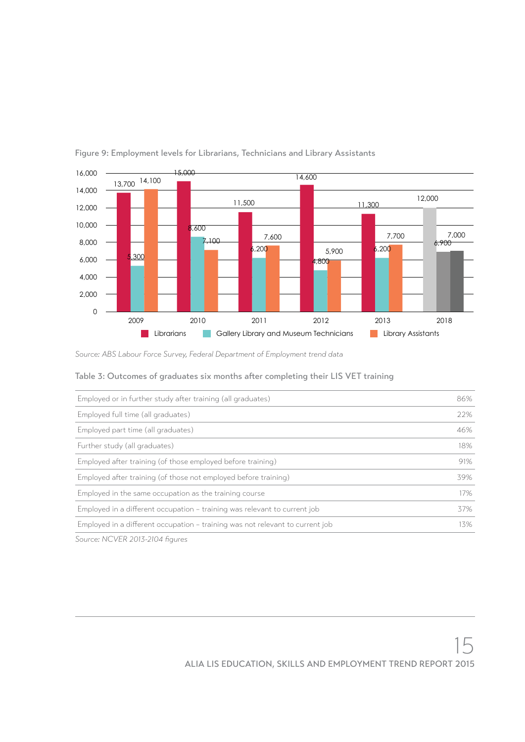Figure 9: Employment levels for Librarians, Technicians and Library Assistants

| Year | Librarians | Gallery Library and Museum Technicians | Library Assistants |
|---|---|---|---|
| 2009 | 13,700 | 5,300 | 14,100 |
| 2010 | 15,000 | 8,600 | 7,100 |
| 2011 | 11,500 | 6,200 | 7,600 |
| 2012 | 14,600 | 4,800 | 5,900 |
| 2013 | 11,300 | 6,200 | 7,700 |
| 2018 | 12,000 | 6,900 | 7,000 |

*Source: ABS Labour Force Survey, Federal Department of Employment trend data*

Table 3: Outcomes of graduates six months after completing their LIS VET training

| | |
|---|---|
| Employed or in further study after training (all graduates) | 86% |
| Employed full time (all graduates) | 22% |
| Employed part time (all graduates) | 46% |
| Further study (all graduates) | 18% |
| Employed after training (of those employed before training) | 91% |
| Employed after training (of those not employed before training) | 39% |
| Employed in the same occupation as the training course | 17% |
| Employed in a different occupation – training was relevant to current job | 37% |
| Employed in a different occupation – training was not relevant to current job | 13% |

*Source: NCVER 2013-2104 figures*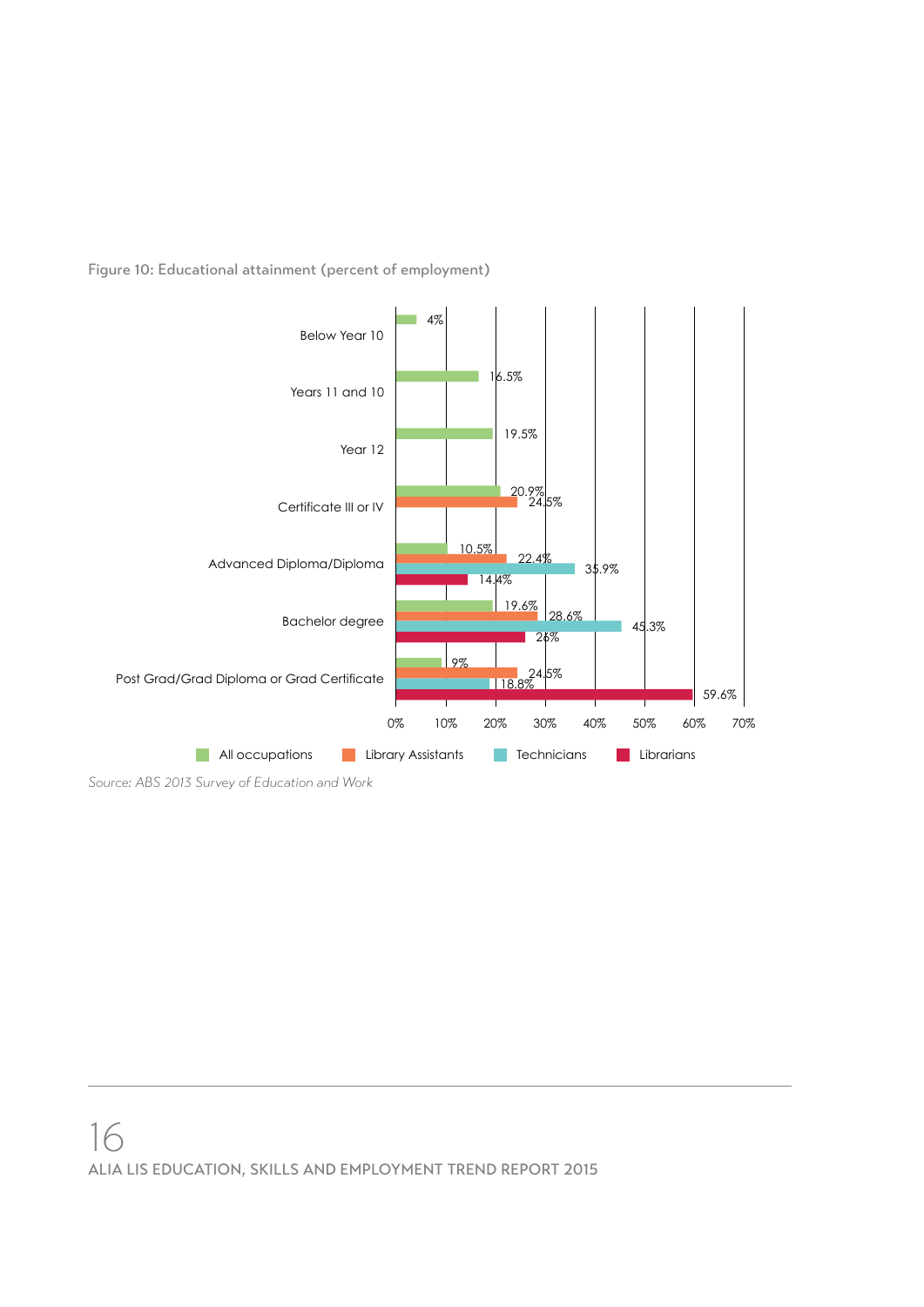Figure 10: Educational attainment (percent of employment)

| | All occupations | Library Assistants | Technicians | Librarians |
|---|---|---|---|---|
| Below Year 10 | 4% | | | |
| Years 11 and 10 | 16.5% | | | |
| Year 12 | 19.5% | | | |
| Certificate III or IV | 20.9% | 24.5% | | |
| Advanced Diploma/Diploma | 10.5% | 22.4% | 35.9% | 14.4% |
| Bachelor degree | 19.6% | 28.6% | 45.3% | 26% |
| Post Grad/Grad Diploma or Grad Certificate | 9% | 24.5% | 18.8% | 59.6% |

*Source: ABS 2013 Survey of Education and Work*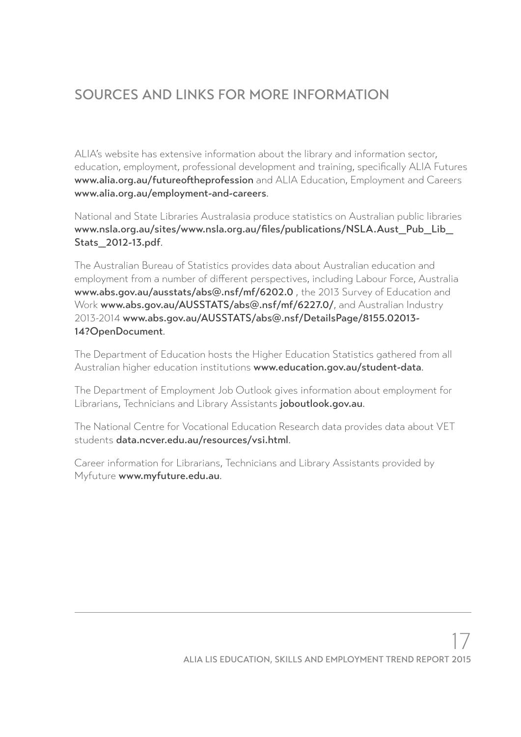## SOURCES AND LINKS FOR MORE INFORMATION

ALIA's website has extensive information about the library and information sector, education, employment, professional development and training, specifically ALIA Futures **www.alia.org.au/futureoftheprofession** and ALIA Education, Employment and Careers **www.alia.org.au/employment-and-careers**.

National and State Libraries Australasia produce statistics on Australian public libraries **www.nsla.org.au/sites/www.nsla.org.au/files/publications/NSLA.Aust_Pub_Lib_Stats_2012-13.pdf**.

The Australian Bureau of Statistics provides data about Australian education and employment from a number of different perspectives, including Labour Force, Australia **www.abs.gov.au/ausstats/abs@.nsf/mf/6202.0** , the 2013 Survey of Education and Work **www.abs.gov.au/AUSSTATS/abs@.nsf/mf/6227.0/**, and Australian Industry 2013-2014 **www.abs.gov.au/AUSSTATS/abs@.nsf/DetailsPage/8155.02013-14?OpenDocument**.

The Department of Education hosts the Higher Education Statistics gathered from all Australian higher education institutions **www.education.gov.au/student-data**.

The Department of Employment Job Outlook gives information about employment for Librarians, Technicians and Library Assistants **joboutlook.gov.au**.

The National Centre for Vocational Education Research data provides data about VET students **data.ncver.edu.au/resources/vsi.html**.

Career information for Librarians, Technicians and Library Assistants provided by Myfuture **www.myfuture.edu.au**.